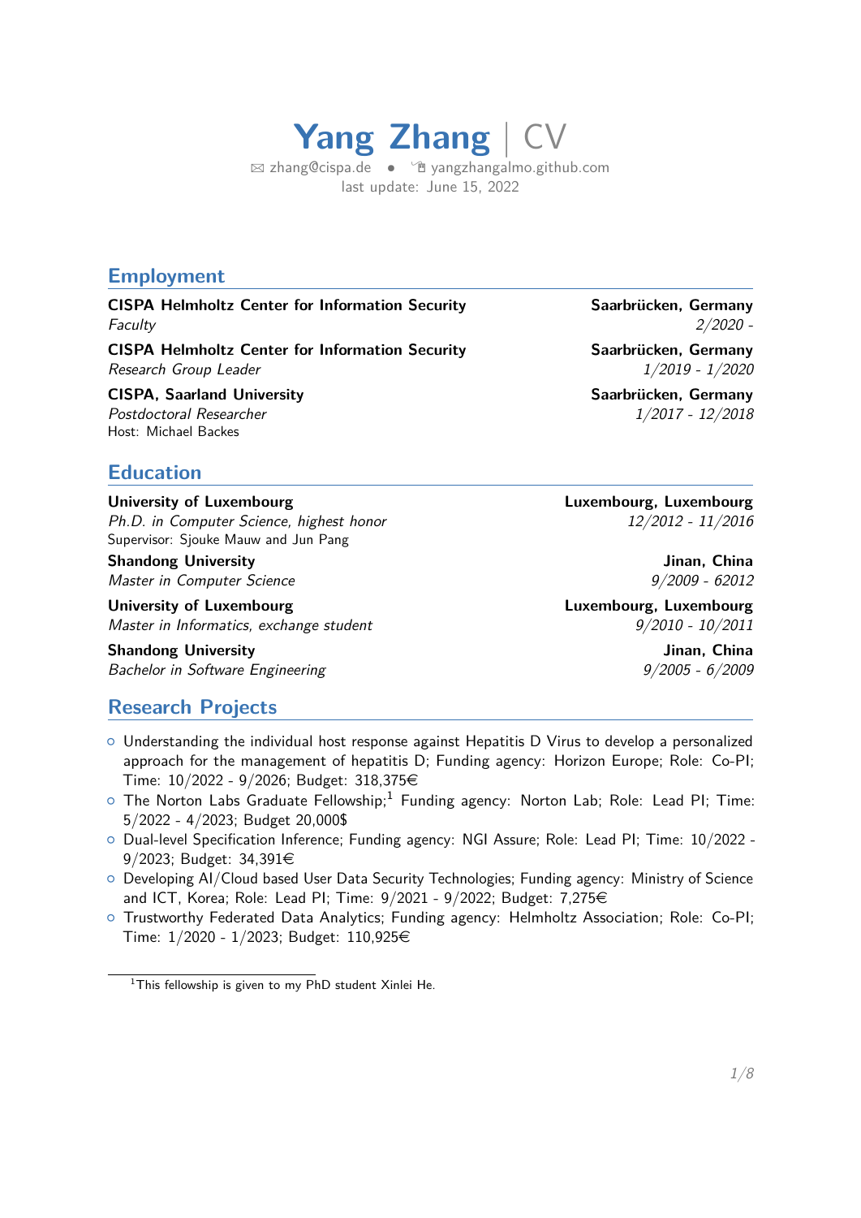# Yang Zhang | CV

✉ zhang@cispa.de • yangzhangalmo.github.com
last update: June 15, 2022

## Employment

**CISPA Helmholtz Center for Information Security** — **Saarbrücken, Germany**
*Faculty* — *2/2020 -*

**CISPA Helmholtz Center for Information Security** — **Saarbrücken, Germany**
*Research Group Leader* — *1/2019 - 1/2020*

**CISPA, Saarland University** — **Saarbrücken, Germany**
*Postdoctoral Researcher* — *1/2017 - 12/2018*
Host: Michael Backes

## Education

**University of Luxembourg** — **Luxembourg, Luxembourg**
*Ph.D. in Computer Science, highest honor* — *12/2012 - 11/2016*
Supervisor: Sjouke Mauw and Jun Pang

**Shandong University** — **Jinan, China**
*Master in Computer Science* — *9/2009 - 62012*

**University of Luxembourg** — **Luxembourg, Luxembourg**
*Master in Informatics, exchange student* — *9/2010 - 10/2011*

**Shandong University** — **Jinan, China**
*Bachelor in Software Engineering* — *9/2005 - 6/2009*

## Research Projects

- Understanding the individual host response against Hepatitis D Virus to develop a personalized approach for the management of hepatitis D; Funding agency: Horizon Europe; Role: Co-PI; Time: 10/2022 - 9/2026; Budget: 318,375€
- The Norton Labs Graduate Fellowship;[1] Funding agency: Norton Lab; Role: Lead PI; Time: 5/2022 - 4/2023; Budget 20,000$
- Dual-level Specification Inference; Funding agency: NGI Assure; Role: Lead PI; Time: 10/2022 - 9/2023; Budget: 34,391€
- Developing AI/Cloud based User Data Security Technologies; Funding agency: Ministry of Science and ICT, Korea; Role: Lead PI; Time: 9/2021 - 9/2022; Budget: 7,275€
- Trustworthy Federated Data Analytics; Funding agency: Helmholtz Association; Role: Co-PI; Time: 1/2020 - 1/2023; Budget: 110,925€

[1] This fellowship is given to my PhD student Xinlei He.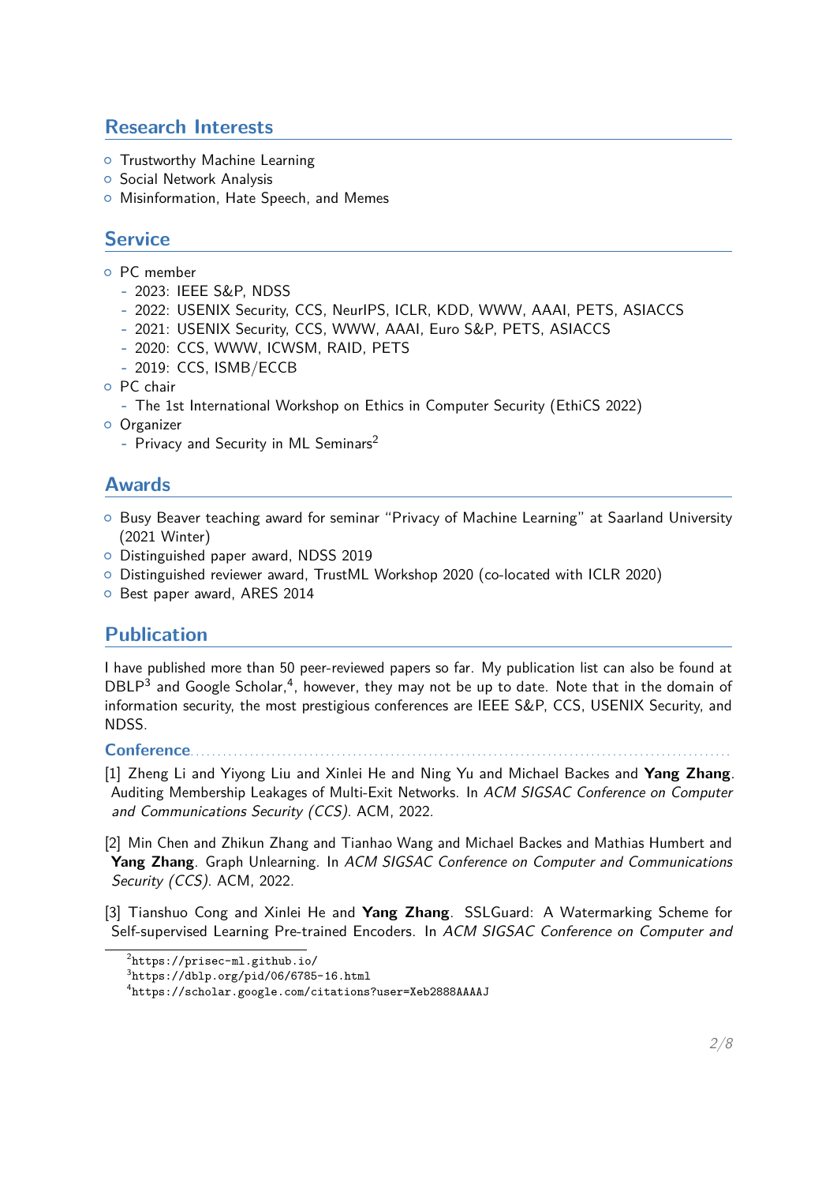## Research Interests

- Trustworthy Machine Learning
- Social Network Analysis
- Misinformation, Hate Speech, and Memes

## Service

- PC member
  - 2023: IEEE S&P, NDSS
  - 2022: USENIX Security, CCS, NeurIPS, ICLR, KDD, WWW, AAAI, PETS, ASIACCS
  - 2021: USENIX Security, CCS, WWW, AAAI, Euro S&P, PETS, ASIACCS
  - 2020: CCS, WWW, ICWSM, RAID, PETS
  - 2019: CCS, ISMB/ECCB
- PC chair
  - The 1st International Workshop on Ethics in Computer Security (EthiCS 2022)
- Organizer
  - Privacy and Security in ML Seminars[2]

## Awards

- Busy Beaver teaching award for seminar "Privacy of Machine Learning" at Saarland University (2021 Winter)
- Distinguished paper award, NDSS 2019
- Distinguished reviewer award, TrustML Workshop 2020 (co-located with ICLR 2020)
- Best paper award, ARES 2014

## Publication

I have published more than 50 peer-reviewed papers so far. My publication list can also be found at DBLP[3] and Google Scholar,[4], however, they may not be up to date. Note that in the domain of information security, the most prestigious conferences are IEEE S&P, CCS, USENIX Security, and NDSS.

### Conference

[1] Zheng Li and Yiyong Liu and Xinlei He and Ning Yu and Michael Backes and **Yang Zhang**. Auditing Membership Leakages of Multi-Exit Networks. In *ACM SIGSAC Conference on Computer and Communications Security (CCS)*. ACM, 2022.

[2] Min Chen and Zhikun Zhang and Tianhao Wang and Michael Backes and Mathias Humbert and **Yang Zhang**. Graph Unlearning. In *ACM SIGSAC Conference on Computer and Communications Security (CCS)*. ACM, 2022.

[3] Tianshuo Cong and Xinlei He and **Yang Zhang**. SSLGuard: A Watermarking Scheme for Self-supervised Learning Pre-trained Encoders. In *ACM SIGSAC Conference on Computer and*

---

[2] https://prisec-ml.github.io/

[3] https://dblp.org/pid/06/6785-16.html

[4] https://scholar.google.com/citations?user=Xeb2888AAAAJ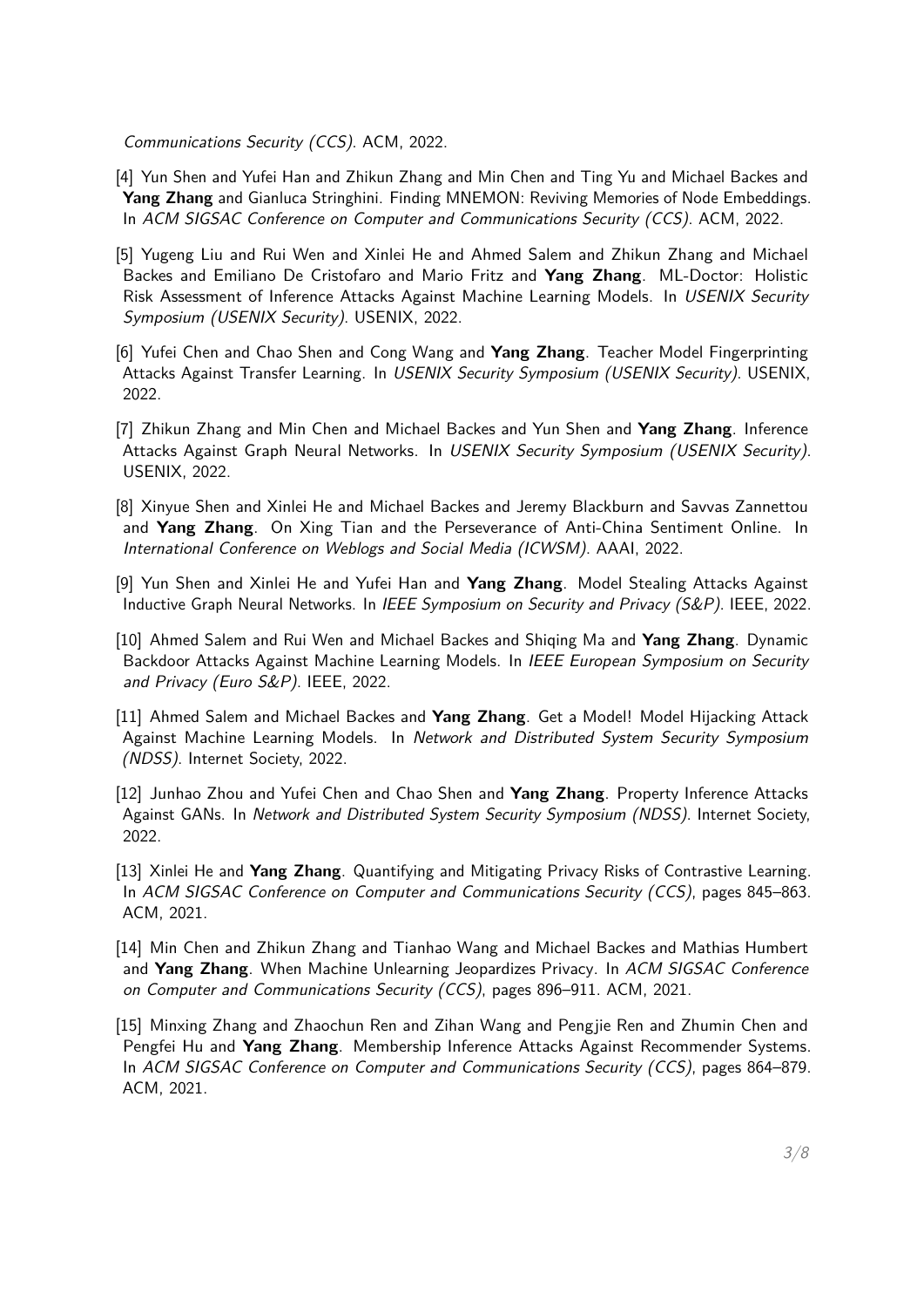*Communications Security (CCS)*. ACM, 2022.

[4] Yun Shen and Yufei Han and Zhikun Zhang and Min Chen and Ting Yu and Michael Backes and **Yang Zhang** and Gianluca Stringhini. Finding MNEMON: Reviving Memories of Node Embeddings. In *ACM SIGSAC Conference on Computer and Communications Security (CCS)*. ACM, 2022.

[5] Yugeng Liu and Rui Wen and Xinlei He and Ahmed Salem and Zhikun Zhang and Michael Backes and Emiliano De Cristofaro and Mario Fritz and **Yang Zhang**. ML-Doctor: Holistic Risk Assessment of Inference Attacks Against Machine Learning Models. In *USENIX Security Symposium (USENIX Security)*. USENIX, 2022.

[6] Yufei Chen and Chao Shen and Cong Wang and **Yang Zhang**. Teacher Model Fingerprinting Attacks Against Transfer Learning. In *USENIX Security Symposium (USENIX Security)*. USENIX, 2022.

[7] Zhikun Zhang and Min Chen and Michael Backes and Yun Shen and **Yang Zhang**. Inference Attacks Against Graph Neural Networks. In *USENIX Security Symposium (USENIX Security)*. USENIX, 2022.

[8] Xinyue Shen and Xinlei He and Michael Backes and Jeremy Blackburn and Savvas Zannettou and **Yang Zhang**. On Xing Tian and the Perseverance of Anti-China Sentiment Online. In *International Conference on Weblogs and Social Media (ICWSM)*. AAAI, 2022.

[9] Yun Shen and Xinlei He and Yufei Han and **Yang Zhang**. Model Stealing Attacks Against Inductive Graph Neural Networks. In *IEEE Symposium on Security and Privacy (S&P)*. IEEE, 2022.

[10] Ahmed Salem and Rui Wen and Michael Backes and Shiqing Ma and **Yang Zhang**. Dynamic Backdoor Attacks Against Machine Learning Models. In *IEEE European Symposium on Security and Privacy (Euro S&P)*. IEEE, 2022.

[11] Ahmed Salem and Michael Backes and **Yang Zhang**. Get a Model! Model Hijacking Attack Against Machine Learning Models. In *Network and Distributed System Security Symposium (NDSS)*. Internet Society, 2022.

[12] Junhao Zhou and Yufei Chen and Chao Shen and **Yang Zhang**. Property Inference Attacks Against GANs. In *Network and Distributed System Security Symposium (NDSS)*. Internet Society, 2022.

[13] Xinlei He and **Yang Zhang**. Quantifying and Mitigating Privacy Risks of Contrastive Learning. In *ACM SIGSAC Conference on Computer and Communications Security (CCS)*, pages 845–863. ACM, 2021.

[14] Min Chen and Zhikun Zhang and Tianhao Wang and Michael Backes and Mathias Humbert and **Yang Zhang**. When Machine Unlearning Jeopardizes Privacy. In *ACM SIGSAC Conference on Computer and Communications Security (CCS)*, pages 896–911. ACM, 2021.

[15] Minxing Zhang and Zhaochun Ren and Zihan Wang and Pengjie Ren and Zhumin Chen and Pengfei Hu and **Yang Zhang**. Membership Inference Attacks Against Recommender Systems. In *ACM SIGSAC Conference on Computer and Communications Security (CCS)*, pages 864–879. ACM, 2021.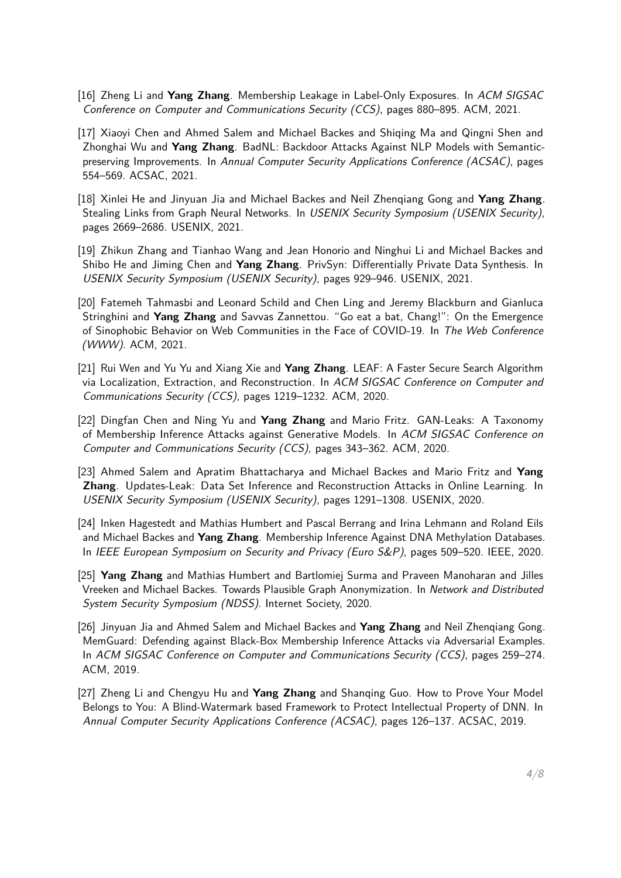[16] Zheng Li and **Yang Zhang**. Membership Leakage in Label-Only Exposures. In *ACM SIGSAC Conference on Computer and Communications Security (CCS)*, pages 880–895. ACM, 2021.

[17] Xiaoyi Chen and Ahmed Salem and Michael Backes and Shiqing Ma and Qingni Shen and Zhonghai Wu and **Yang Zhang**. BadNL: Backdoor Attacks Against NLP Models with Semantic-preserving Improvements. In *Annual Computer Security Applications Conference (ACSAC)*, pages 554–569. ACSAC, 2021.

[18] Xinlei He and Jinyuan Jia and Michael Backes and Neil Zhenqiang Gong and **Yang Zhang**. Stealing Links from Graph Neural Networks. In *USENIX Security Symposium (USENIX Security)*, pages 2669–2686. USENIX, 2021.

[19] Zhikun Zhang and Tianhao Wang and Jean Honorio and Ninghui Li and Michael Backes and Shibo He and Jiming Chen and **Yang Zhang**. PrivSyn: Differentially Private Data Synthesis. In *USENIX Security Symposium (USENIX Security)*, pages 929–946. USENIX, 2021.

[20] Fatemeh Tahmasbi and Leonard Schild and Chen Ling and Jeremy Blackburn and Gianluca Stringhini and **Yang Zhang** and Savvas Zannettou. "Go eat a bat, Chang!": On the Emergence of Sinophobic Behavior on Web Communities in the Face of COVID-19. In *The Web Conference (WWW)*. ACM, 2021.

[21] Rui Wen and Yu Yu and Xiang Xie and **Yang Zhang**. LEAF: A Faster Secure Search Algorithm via Localization, Extraction, and Reconstruction. In *ACM SIGSAC Conference on Computer and Communications Security (CCS)*, pages 1219–1232. ACM, 2020.

[22] Dingfan Chen and Ning Yu and **Yang Zhang** and Mario Fritz. GAN-Leaks: A Taxonomy of Membership Inference Attacks against Generative Models. In *ACM SIGSAC Conference on Computer and Communications Security (CCS)*, pages 343–362. ACM, 2020.

[23] Ahmed Salem and Apratim Bhattacharya and Michael Backes and Mario Fritz and **Yang Zhang**. Updates-Leak: Data Set Inference and Reconstruction Attacks in Online Learning. In *USENIX Security Symposium (USENIX Security)*, pages 1291–1308. USENIX, 2020.

[24] Inken Hagestedt and Mathias Humbert and Pascal Berrang and Irina Lehmann and Roland Eils and Michael Backes and **Yang Zhang**. Membership Inference Against DNA Methylation Databases. In *IEEE European Symposium on Security and Privacy (Euro S&P)*, pages 509–520. IEEE, 2020.

[25] **Yang Zhang** and Mathias Humbert and Bartlomiej Surma and Praveen Manoharan and Jilles Vreeken and Michael Backes. Towards Plausible Graph Anonymization. In *Network and Distributed System Security Symposium (NDSS)*. Internet Society, 2020.

[26] Jinyuan Jia and Ahmed Salem and Michael Backes and **Yang Zhang** and Neil Zhenqiang Gong. MemGuard: Defending against Black-Box Membership Inference Attacks via Adversarial Examples. In *ACM SIGSAC Conference on Computer and Communications Security (CCS)*, pages 259–274. ACM, 2019.

[27] Zheng Li and Chengyu Hu and **Yang Zhang** and Shanqing Guo. How to Prove Your Model Belongs to You: A Blind-Watermark based Framework to Protect Intellectual Property of DNN. In *Annual Computer Security Applications Conference (ACSAC)*, pages 126–137. ACSAC, 2019.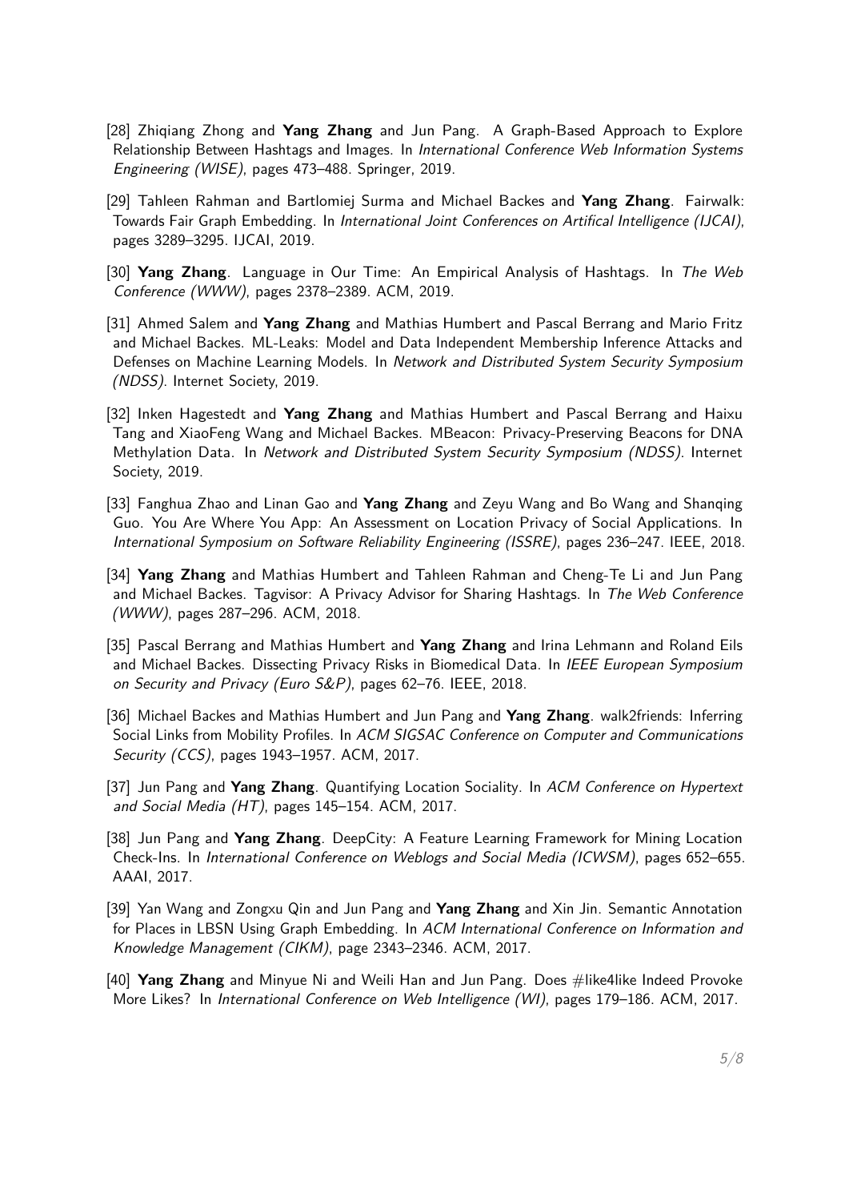[28] Zhiqiang Zhong and **Yang Zhang** and Jun Pang. A Graph-Based Approach to Explore Relationship Between Hashtags and Images. In *International Conference Web Information Systems Engineering (WISE)*, pages 473–488. Springer, 2019.

[29] Tahleen Rahman and Bartlomiej Surma and Michael Backes and **Yang Zhang**. Fairwalk: Towards Fair Graph Embedding. In *International Joint Conferences on Artifical Intelligence (IJCAI)*, pages 3289–3295. IJCAI, 2019.

[30] **Yang Zhang**. Language in Our Time: An Empirical Analysis of Hashtags. In *The Web Conference (WWW)*, pages 2378–2389. ACM, 2019.

[31] Ahmed Salem and **Yang Zhang** and Mathias Humbert and Pascal Berrang and Mario Fritz and Michael Backes. ML-Leaks: Model and Data Independent Membership Inference Attacks and Defenses on Machine Learning Models. In *Network and Distributed System Security Symposium (NDSS)*. Internet Society, 2019.

[32] Inken Hagestedt and **Yang Zhang** and Mathias Humbert and Pascal Berrang and Haixu Tang and XiaoFeng Wang and Michael Backes. MBeacon: Privacy-Preserving Beacons for DNA Methylation Data. In *Network and Distributed System Security Symposium (NDSS)*. Internet Society, 2019.

[33] Fanghua Zhao and Linan Gao and **Yang Zhang** and Zeyu Wang and Bo Wang and Shanqing Guo. You Are Where You App: An Assessment on Location Privacy of Social Applications. In *International Symposium on Software Reliability Engineering (ISSRE)*, pages 236–247. IEEE, 2018.

[34] **Yang Zhang** and Mathias Humbert and Tahleen Rahman and Cheng-Te Li and Jun Pang and Michael Backes. Tagvisor: A Privacy Advisor for Sharing Hashtags. In *The Web Conference (WWW)*, pages 287–296. ACM, 2018.

[35] Pascal Berrang and Mathias Humbert and **Yang Zhang** and Irina Lehmann and Roland Eils and Michael Backes. Dissecting Privacy Risks in Biomedical Data. In *IEEE European Symposium on Security and Privacy (Euro S&P)*, pages 62–76. IEEE, 2018.

[36] Michael Backes and Mathias Humbert and Jun Pang and **Yang Zhang**. walk2friends: Inferring Social Links from Mobility Profiles. In *ACM SIGSAC Conference on Computer and Communications Security (CCS)*, pages 1943–1957. ACM, 2017.

[37] Jun Pang and **Yang Zhang**. Quantifying Location Sociality. In *ACM Conference on Hypertext and Social Media (HT)*, pages 145–154. ACM, 2017.

[38] Jun Pang and **Yang Zhang**. DeepCity: A Feature Learning Framework for Mining Location Check-Ins. In *International Conference on Weblogs and Social Media (ICWSM)*, pages 652–655. AAAI, 2017.

[39] Yan Wang and Zongxu Qin and Jun Pang and **Yang Zhang** and Xin Jin. Semantic Annotation for Places in LBSN Using Graph Embedding. In *ACM International Conference on Information and Knowledge Management (CIKM)*, page 2343–2346. ACM, 2017.

[40] **Yang Zhang** and Minyue Ni and Weili Han and Jun Pang. Does #like4like Indeed Provoke More Likes? In *International Conference on Web Intelligence (WI)*, pages 179–186. ACM, 2017.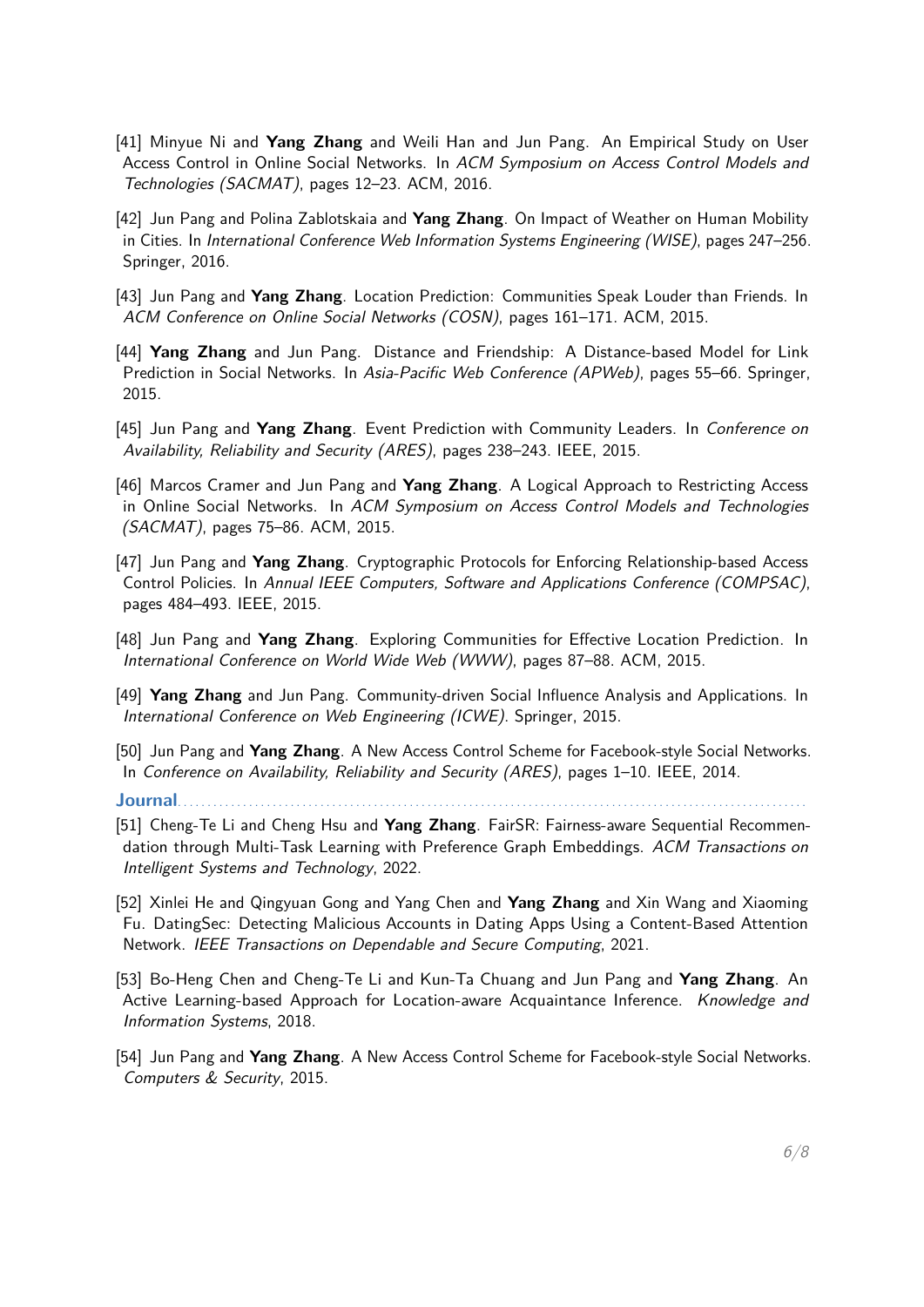[41] Minyue Ni and **Yang Zhang** and Weili Han and Jun Pang. An Empirical Study on User Access Control in Online Social Networks. In *ACM Symposium on Access Control Models and Technologies (SACMAT)*, pages 12–23. ACM, 2016.

[42] Jun Pang and Polina Zablotskaia and **Yang Zhang**. On Impact of Weather on Human Mobility in Cities. In *International Conference Web Information Systems Engineering (WISE)*, pages 247–256. Springer, 2016.

[43] Jun Pang and **Yang Zhang**. Location Prediction: Communities Speak Louder than Friends. In *ACM Conference on Online Social Networks (COSN)*, pages 161–171. ACM, 2015.

[44] **Yang Zhang** and Jun Pang. Distance and Friendship: A Distance-based Model for Link Prediction in Social Networks. In *Asia-Pacific Web Conference (APWeb)*, pages 55–66. Springer, 2015.

[45] Jun Pang and **Yang Zhang**. Event Prediction with Community Leaders. In *Conference on Availability, Reliability and Security (ARES)*, pages 238–243. IEEE, 2015.

[46] Marcos Cramer and Jun Pang and **Yang Zhang**. A Logical Approach to Restricting Access in Online Social Networks. In *ACM Symposium on Access Control Models and Technologies (SACMAT)*, pages 75–86. ACM, 2015.

[47] Jun Pang and **Yang Zhang**. Cryptographic Protocols for Enforcing Relationship-based Access Control Policies. In *Annual IEEE Computers, Software and Applications Conference (COMPSAC)*, pages 484–493. IEEE, 2015.

[48] Jun Pang and **Yang Zhang**. Exploring Communities for Effective Location Prediction. In *International Conference on World Wide Web (WWW)*, pages 87–88. ACM, 2015.

[49] **Yang Zhang** and Jun Pang. Community-driven Social Influence Analysis and Applications. In *International Conference on Web Engineering (ICWE)*. Springer, 2015.

[50] Jun Pang and **Yang Zhang**. A New Access Control Scheme for Facebook-style Social Networks. In *Conference on Availability, Reliability and Security (ARES)*, pages 1–10. IEEE, 2014.

## Journal

[51] Cheng-Te Li and Cheng Hsu and **Yang Zhang**. FairSR: Fairness-aware Sequential Recommendation through Multi-Task Learning with Preference Graph Embeddings. *ACM Transactions on Intelligent Systems and Technology*, 2022.

[52] Xinlei He and Qingyuan Gong and Yang Chen and **Yang Zhang** and Xin Wang and Xiaoming Fu. DatingSec: Detecting Malicious Accounts in Dating Apps Using a Content-Based Attention Network. *IEEE Transactions on Dependable and Secure Computing*, 2021.

[53] Bo-Heng Chen and Cheng-Te Li and Kun-Ta Chuang and Jun Pang and **Yang Zhang**. An Active Learning-based Approach for Location-aware Acquaintance Inference. *Knowledge and Information Systems*, 2018.

[54] Jun Pang and **Yang Zhang**. A New Access Control Scheme for Facebook-style Social Networks. *Computers & Security*, 2015.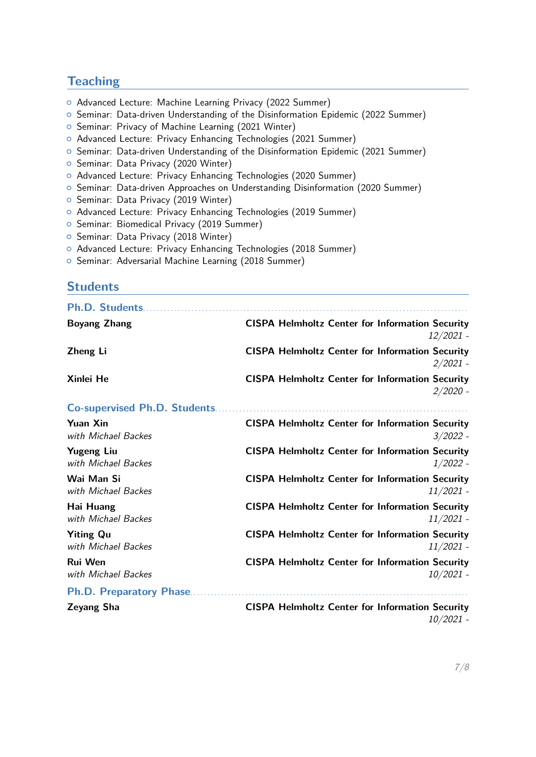## Teaching

- Advanced Lecture: Machine Learning Privacy (2022 Summer)
- Seminar: Data-driven Understanding of the Disinformation Epidemic (2022 Summer)
- Seminar: Privacy of Machine Learning (2021 Winter)
- Advanced Lecture: Privacy Enhancing Technologies (2021 Summer)
- Seminar: Data-driven Understanding of the Disinformation Epidemic (2021 Summer)
- Seminar: Data Privacy (2020 Winter)
- Advanced Lecture: Privacy Enhancing Technologies (2020 Summer)
- Seminar: Data-driven Approaches on Understanding Disinformation (2020 Summer)
- Seminar: Data Privacy (2019 Winter)
- Advanced Lecture: Privacy Enhancing Technologies (2019 Summer)
- Seminar: Biomedical Privacy (2019 Summer)
- Seminar: Data Privacy (2018 Winter)
- Advanced Lecture: Privacy Enhancing Technologies (2018 Summer)
- Seminar: Adversarial Machine Learning (2018 Summer)

## Students

### Ph.D. Students

**Boyang Zhang** — **CISPA Helmholtz Center for Information Security**
*12/2021 -*

**Zheng Li** — **CISPA Helmholtz Center for Information Security**
*2/2021 -*

**Xinlei He** — **CISPA Helmholtz Center for Information Security**
*2/2020 -*

### Co-supervised Ph.D. Students

**Yuan Xin** — **CISPA Helmholtz Center for Information Security**
*with Michael Backes* — *3/2022 -*

**Yugeng Liu** — **CISPA Helmholtz Center for Information Security**
*with Michael Backes* — *1/2022 -*

**Wai Man Si** — **CISPA Helmholtz Center for Information Security**
*with Michael Backes* — *11/2021 -*

**Hai Huang** — **CISPA Helmholtz Center for Information Security**
*with Michael Backes* — *11/2021 -*

**Yiting Qu** — **CISPA Helmholtz Center for Information Security**
*with Michael Backes* — *11/2021 -*

**Rui Wen** — **CISPA Helmholtz Center for Information Security**
*with Michael Backes* — *10/2021 -*

### Ph.D. Preparatory Phase

**Zeyang Sha** — **CISPA Helmholtz Center for Information Security**
*10/2021 -*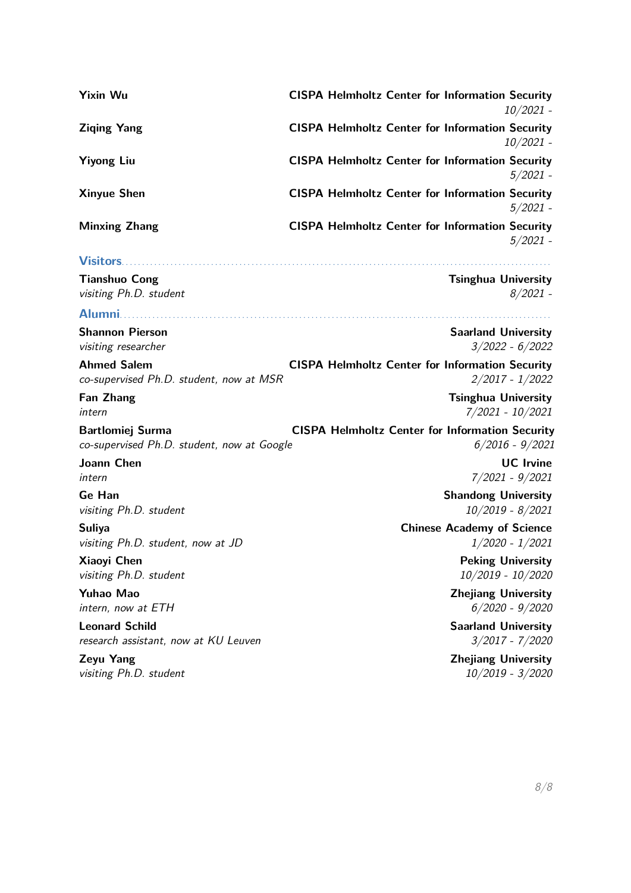**Yixin Wu** — **CISPA Helmholtz Center for Information Security**
*10/2021 -*

**Ziqing Yang** — **CISPA Helmholtz Center for Information Security**
*10/2021 -*

**Yiyong Liu** — **CISPA Helmholtz Center for Information Security**
*5/2021 -*

**Xinyue Shen** — **CISPA Helmholtz Center for Information Security**
*5/2021 -*

**Minxing Zhang** — **CISPA Helmholtz Center for Information Security**
*5/2021 -*

### Visitors

**Tianshuo Cong** — **Tsinghua University**
*visiting Ph.D. student* — *8/2021 -*

### Alumni

**Shannon Pierson** — **Saarland University**
*visiting researcher* — *3/2022 - 6/2022*

**Ahmed Salem** — **CISPA Helmholtz Center for Information Security**
*co-supervised Ph.D. student, now at MSR* — *2/2017 - 1/2022*

**Fan Zhang** — **Tsinghua University**
*intern* — *7/2021 - 10/2021*

**Bartlomiej Surma** — **CISPA Helmholtz Center for Information Security**
*co-supervised Ph.D. student, now at Google* — *6/2016 - 9/2021*

**Joann Chen** — **UC Irvine**
*intern* — *7/2021 - 9/2021*

**Ge Han** — **Shandong University**
*visiting Ph.D. student* — *10/2019 - 8/2021*

**Suliya** — **Chinese Academy of Science**
*visiting Ph.D. student, now at JD* — *1/2020 - 1/2021*

**Xiaoyi Chen** — **Peking University**
*visiting Ph.D. student* — *10/2019 - 10/2020*

**Yuhao Mao** — **Zhejiang University**
*intern, now at ETH* — *6/2020 - 9/2020*

**Leonard Schild** — **Saarland University**
*research assistant, now at KU Leuven* — *3/2017 - 7/2020*

**Zeyu Yang** — **Zhejiang University**
*visiting Ph.D. student* — *10/2019 - 3/2020*